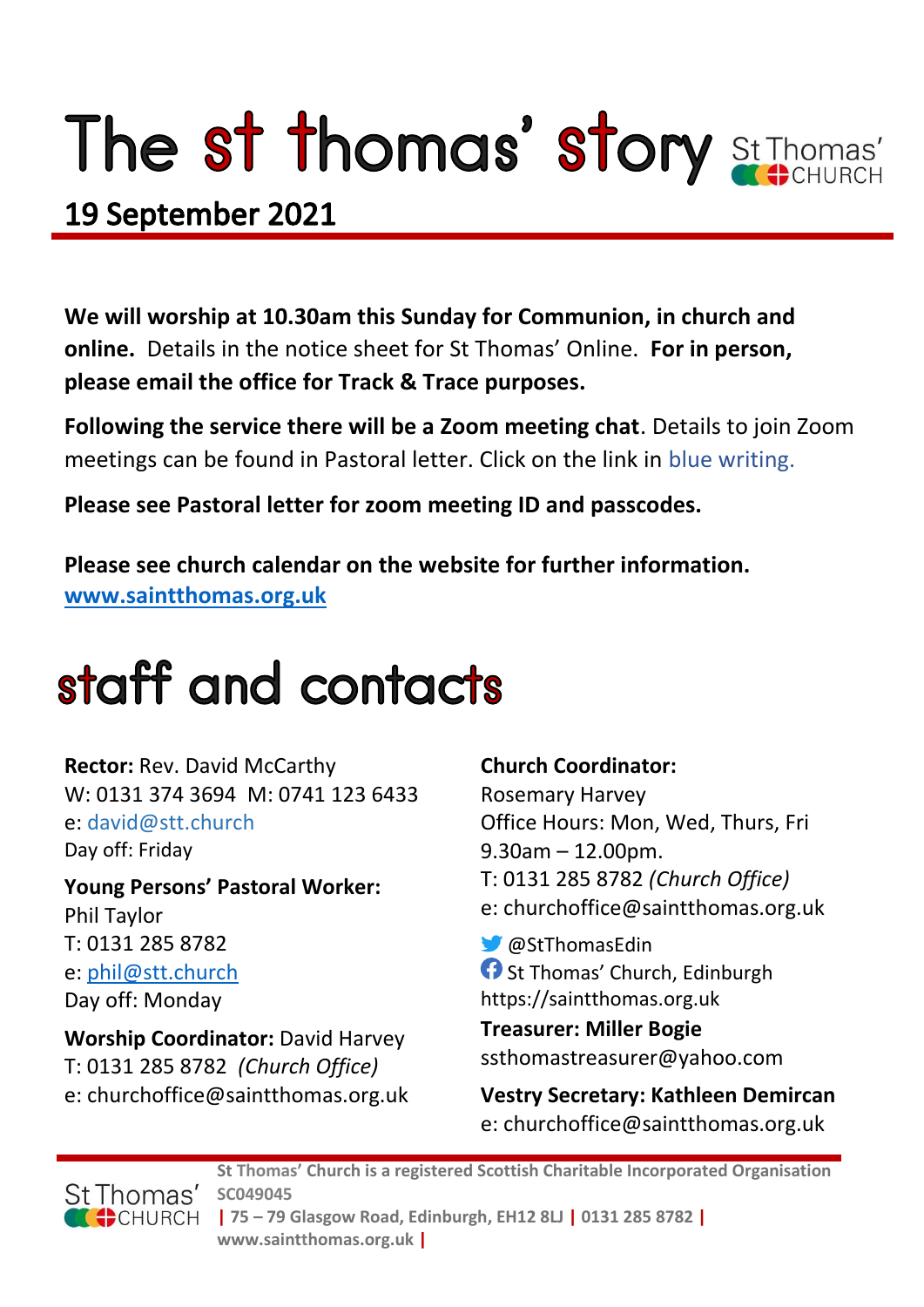# The st thomas' story

St Thomas' CHURCH

## 19 September 2021

**We will worship at 10.30am this Sunday for Communion, in church and online.** Details in the notice sheet for St Thomas' Online. **For in person, please email the office for Track & Trace purposes.**

**Following the service there will be a Zoom meeting chat**. Details to join Zoom meetings can be found in Pastoral letter. Click on the link in blue writing.

**Please see Pastoral letter for zoom meeting ID and passcodes.**

**Please see church calendar on the website for further information.**
**www.saintthomas.org.uk**

# staff and contacts

**Rector:** Rev. David McCarthy
W: 0131 374 3694 M: 0741 123 6433
e: david@stt.church
Day off: Friday

**Young Persons' Pastoral Worker:**
Phil Taylor
T: 0131 285 8782
e: phil@stt.church
Day off: Monday

**Worship Coordinator:** David Harvey
T: 0131 285 8782 *(Church Office)*
e: churchoffice@saintthomas.org.uk

**Church Coordinator:**
Rosemary Harvey
Office Hours: Mon, Wed, Thurs, Fri
9.30am – 12.00pm.
T: 0131 285 8782 *(Church Office)*
e: churchoffice@saintthomas.org.uk

@StThomasEdin
St Thomas' Church, Edinburgh
https://saintthomas.org.uk

**Treasurer: Miller Bogie**
ssthomastreasurer@yahoo.com

**Vestry Secretary: Kathleen Demircan**
e: churchoffice@saintthomas.org.uk

**St Thomas' Church is a registered Scottish Charitable Incorporated Organisation SC049045 | 75 – 79 Glasgow Road, Edinburgh, EH12 8LJ | 0131 285 8782 | www.saintthomas.org.uk |**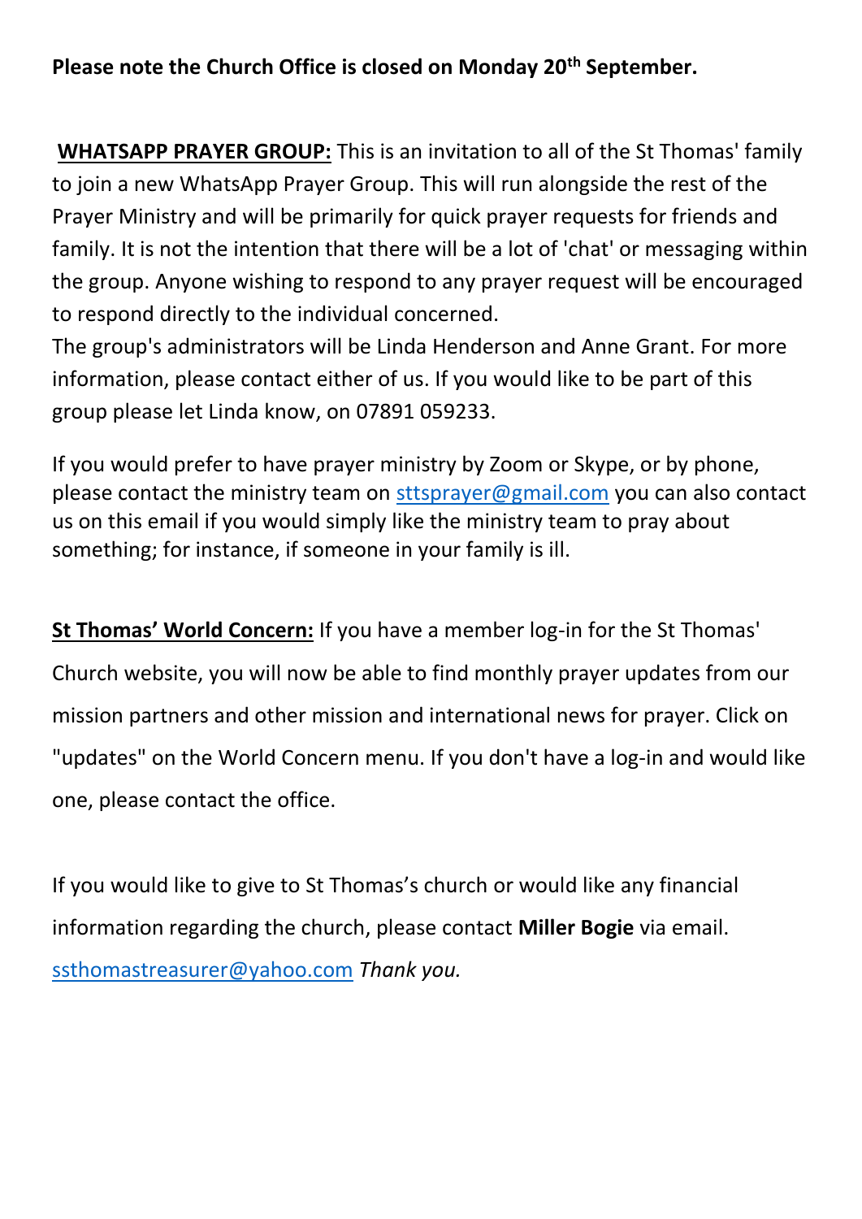**Please note the Church Office is closed on Monday 20th September.**

**WHATSAPP PRAYER GROUP:** This is an invitation to all of the St Thomas' family to join a new WhatsApp Prayer Group. This will run alongside the rest of the Prayer Ministry and will be primarily for quick prayer requests for friends and family. It is not the intention that there will be a lot of 'chat' or messaging within the group. Anyone wishing to respond to any prayer request will be encouraged to respond directly to the individual concerned.

The group's administrators will be Linda Henderson and Anne Grant. For more information, please contact either of us. If you would like to be part of this group please let Linda know, on 07891 059233.

If you would prefer to have prayer ministry by Zoom or Skype, or by phone, please contact the ministry team on sttsprayer@gmail.com you can also contact us on this email if you would simply like the ministry team to pray about something; for instance, if someone in your family is ill.

**St Thomas' World Concern:** If you have a member log-in for the St Thomas' Church website, you will now be able to find monthly prayer updates from our mission partners and other mission and international news for prayer. Click on "updates" on the World Concern menu. If you don't have a log-in and would like one, please contact the office.

If you would like to give to St Thomas's church or would like any financial information regarding the church, please contact **Miller Bogie** via email. ssthomastreasurer@yahoo.com *Thank you.*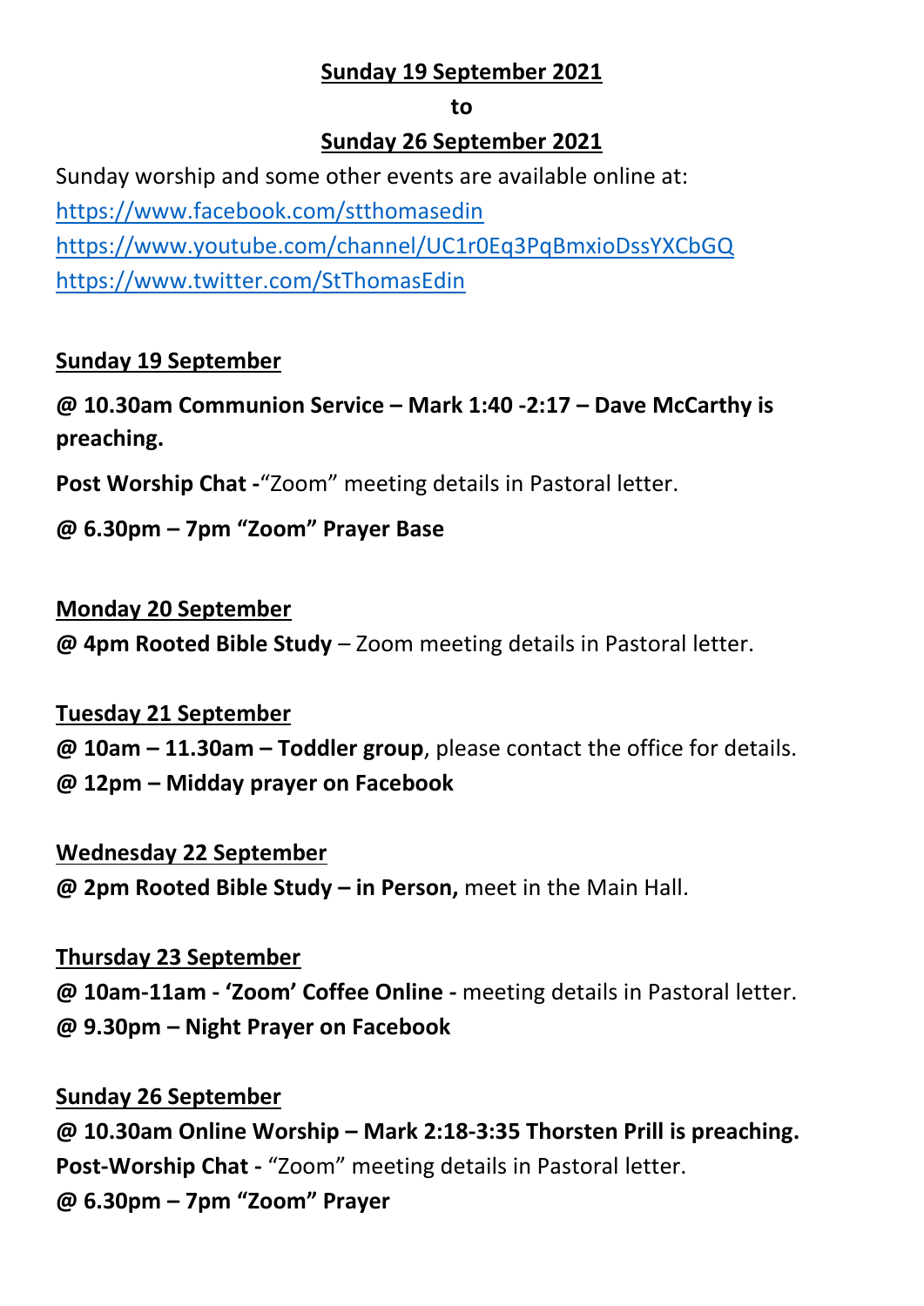**Sunday 19 September 2021**

**to**

**Sunday 26 September 2021**

Sunday worship and some other events are available online at:
https://www.facebook.com/stthomasedin
https://www.youtube.com/channel/UC1r0Eq3PqBmxioDssYXCbGQ
https://www.twitter.com/StThomasEdin

**Sunday 19 September**

**@ 10.30am Communion Service – Mark 1:40 -2:17 – Dave McCarthy is preaching.**

**Post Worship Chat -**"Zoom" meeting details in Pastoral letter.

**@ 6.30pm – 7pm "Zoom" Prayer Base**

**Monday 20 September**

**@ 4pm Rooted Bible Study** – Zoom meeting details in Pastoral letter.

**Tuesday 21 September**

**@ 10am – 11.30am – Toddler group**, please contact the office for details.
**@ 12pm – Midday prayer on Facebook**

**Wednesday 22 September**

**@ 2pm Rooted Bible Study – in Person,** meet in the Main Hall.

**Thursday 23 September**

**@ 10am-11am - 'Zoom' Coffee Online -** meeting details in Pastoral letter.
**@ 9.30pm – Night Prayer on Facebook**

**Sunday 26 September**

**@ 10.30am Online Worship – Mark 2:18-3:35 Thorsten Prill is preaching.**
**Post-Worship Chat -** "Zoom" meeting details in Pastoral letter.
**@ 6.30pm – 7pm "Zoom" Prayer**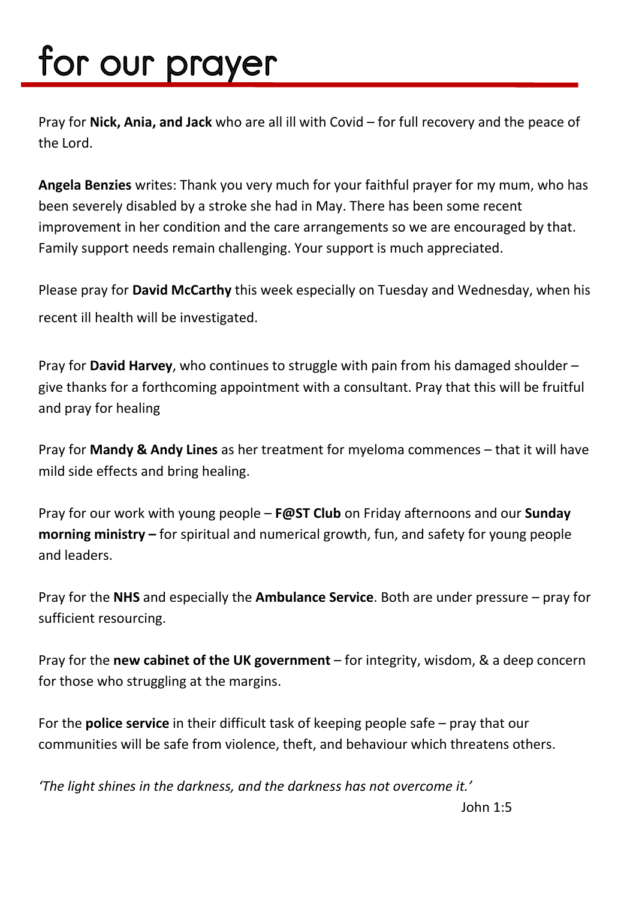# for our prayer

Pray for **Nick, Ania, and Jack** who are all ill with Covid – for full recovery and the peace of the Lord.

**Angela Benzies** writes: Thank you very much for your faithful prayer for my mum, who has been severely disabled by a stroke she had in May. There has been some recent improvement in her condition and the care arrangements so we are encouraged by that. Family support needs remain challenging. Your support is much appreciated.

Please pray for **David McCarthy** this week especially on Tuesday and Wednesday, when his recent ill health will be investigated.

Pray for **David Harvey**, who continues to struggle with pain from his damaged shoulder – give thanks for a forthcoming appointment with a consultant. Pray that this will be fruitful and pray for healing

Pray for **Mandy & Andy Lines** as her treatment for myeloma commences – that it will have mild side effects and bring healing.

Pray for our work with young people – **F@ST Club** on Friday afternoons and our **Sunday morning ministry –** for spiritual and numerical growth, fun, and safety for young people and leaders.

Pray for the **NHS** and especially the **Ambulance Service**. Both are under pressure – pray for sufficient resourcing.

Pray for the **new cabinet of the UK government** – for integrity, wisdom, & a deep concern for those who struggling at the margins.

For the **police service** in their difficult task of keeping people safe – pray that our communities will be safe from violence, theft, and behaviour which threatens others.

*'The light shines in the darkness, and the darkness has not overcome it.'*

John 1:5